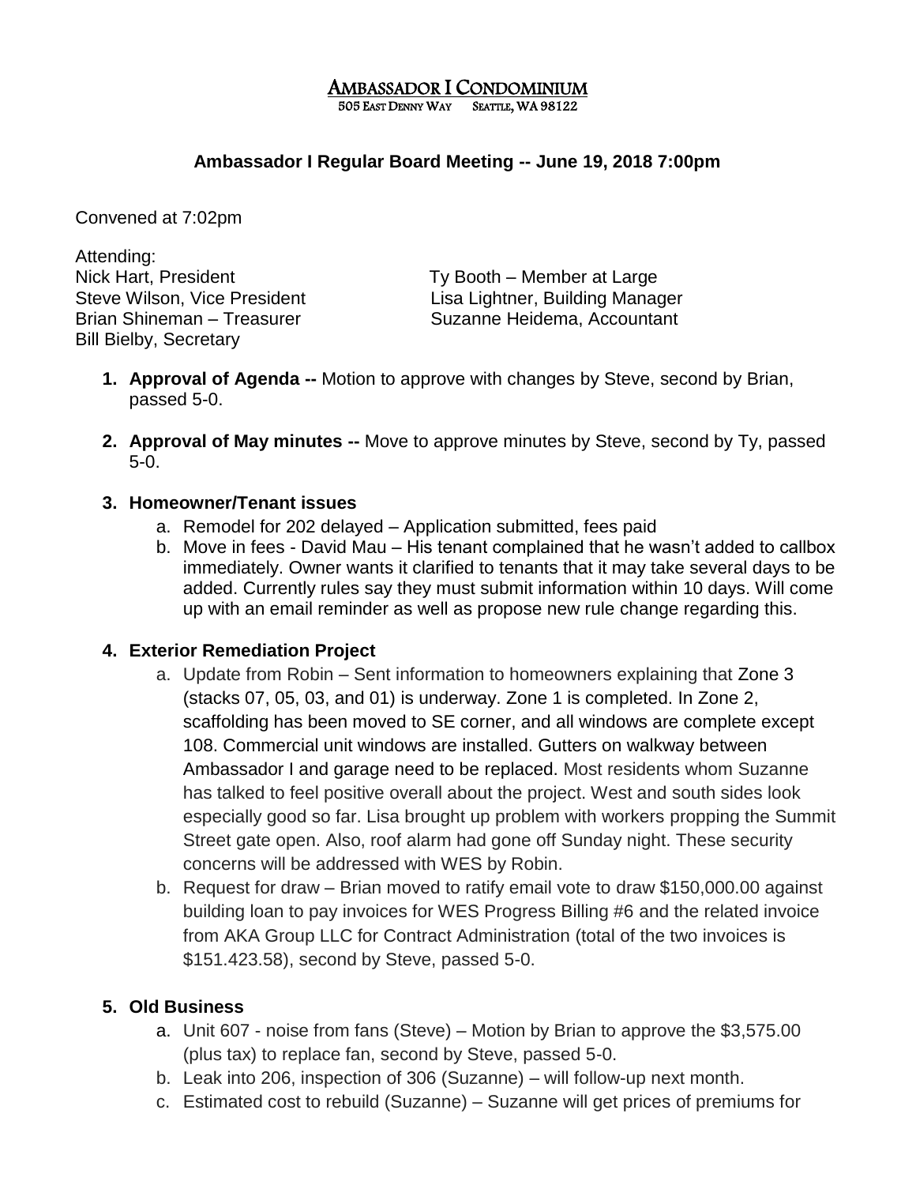# Ambassador I Condominium

505 East Denny Way    Seattle, WA 98122

## Ambassador I Regular Board Meeting -- June 19, 2018 7:00pm

Convened at 7:02pm

Attending:

Nick Hart, President
Steve Wilson, Vice President
Brian Shineman – Treasurer
Bill Bielby, Secretary
Ty Booth – Member at Large
Lisa Lightner, Building Manager
Suzanne Heidema, Accountant

1. **Approval of Agenda --** Motion to approve with changes by Steve, second by Brian, passed 5-0.

2. **Approval of May minutes --** Move to approve minutes by Steve, second by Ty, passed 5-0.

3. **Homeowner/Tenant issues**
   a. Remodel for 202 delayed – Application submitted, fees paid
   b. Move in fees - David Mau – His tenant complained that he wasn't added to callbox immediately. Owner wants it clarified to tenants that it may take several days to be added. Currently rules say they must submit information within 10 days. Will come up with an email reminder as well as propose new rule change regarding this.

4. **Exterior Remediation Project**
   a. Update from Robin – Sent information to homeowners explaining that Zone 3 (stacks 07, 05, 03, and 01) is underway. Zone 1 is completed. In Zone 2, scaffolding has been moved to SE corner, and all windows are complete except 108. Commercial unit windows are installed. Gutters on walkway between Ambassador I and garage need to be replaced. Most residents whom Suzanne has talked to feel positive overall about the project. West and south sides look especially good so far. Lisa brought up problem with workers propping the Summit Street gate open. Also, roof alarm had gone off Sunday night. These security concerns will be addressed with WES by Robin.
   b. Request for draw – Brian moved to ratify email vote to draw $150,000.00 against building loan to pay invoices for WES Progress Billing #6 and the related invoice from AKA Group LLC for Contract Administration (total of the two invoices is $151.423.58), second by Steve, passed 5-0.

5. **Old Business**
   a. Unit 607 - noise from fans (Steve) – Motion by Brian to approve the $3,575.00 (plus tax) to replace fan, second by Steve, passed 5-0.
   b. Leak into 206, inspection of 306 (Suzanne) – will follow-up next month.
   c. Estimated cost to rebuild (Suzanne) – Suzanne will get prices of premiums for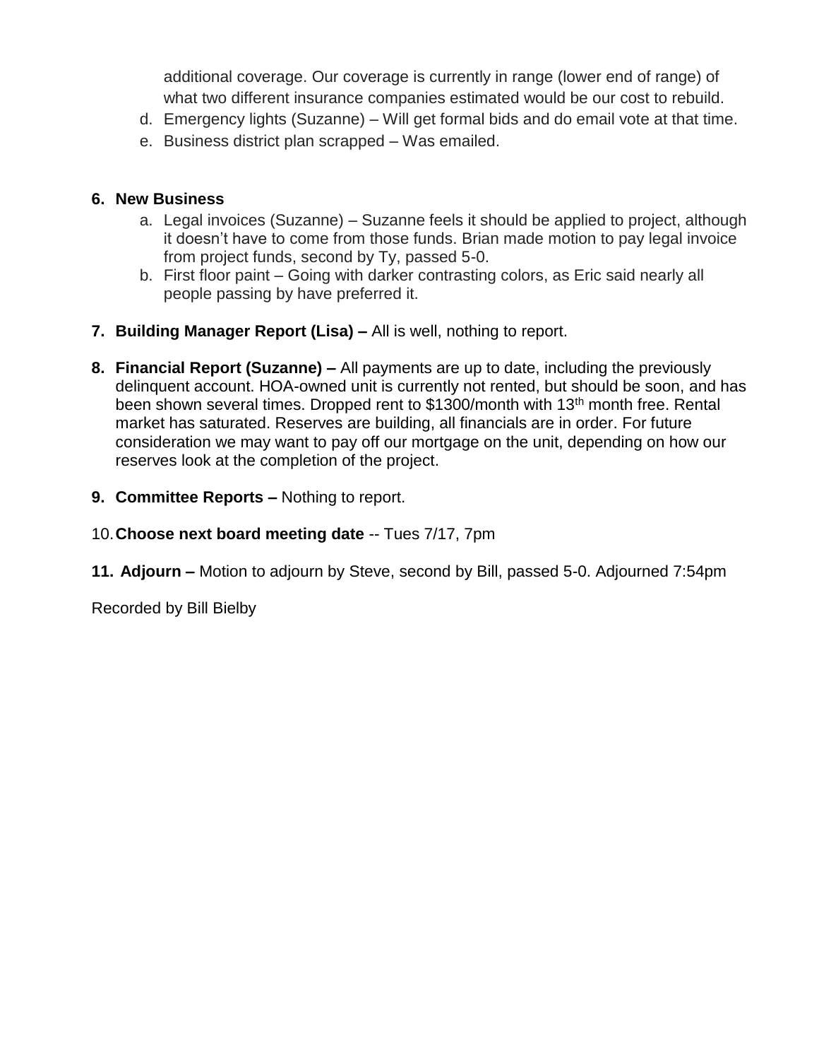additional coverage. Our coverage is currently in range (lower end of range) of what two different insurance companies estimated would be our cost to rebuild.

d. Emergency lights (Suzanne) – Will get formal bids and do email vote at that time.
e. Business district plan scrapped – Was emailed.

6. **New Business**
    a. Legal invoices (Suzanne) – Suzanne feels it should be applied to project, although it doesn't have to come from those funds. Brian made motion to pay legal invoice from project funds, second by Ty, passed 5-0.
    b. First floor paint – Going with darker contrasting colors, as Eric said nearly all people passing by have preferred it.

7. **Building Manager Report (Lisa) –** All is well, nothing to report.

8. **Financial Report (Suzanne) –** All payments are up to date, including the previously delinquent account. HOA-owned unit is currently not rented, but should be soon, and has been shown several times. Dropped rent to $1300/month with 13th month free. Rental market has saturated. Reserves are building, all financials are in order. For future consideration we may want to pay off our mortgage on the unit, depending on how our reserves look at the completion of the project.

9. **Committee Reports –** Nothing to report.

10. **Choose next board meeting date** -- Tues 7/17, 7pm

11. **Adjourn –** Motion to adjourn by Steve, second by Bill, passed 5-0. Adjourned 7:54pm

Recorded by Bill Bielby